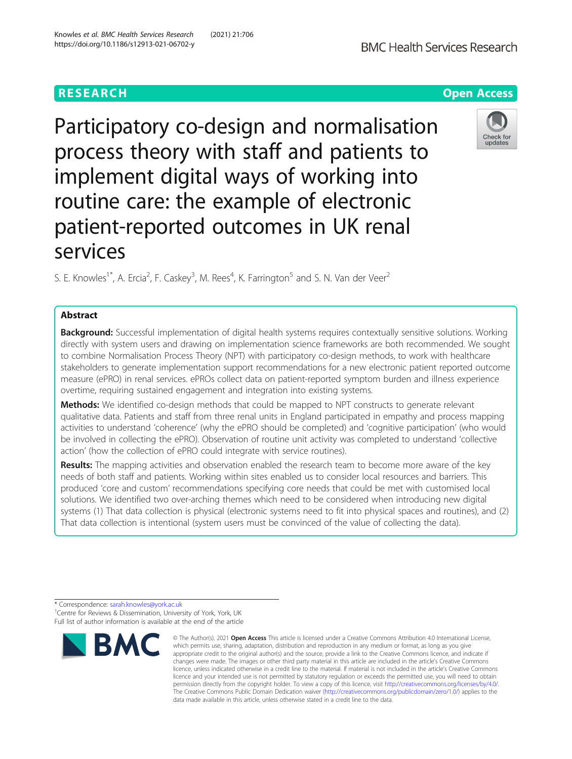RESEARCH

Open Access

# Participatory co-design and normalisation process theory with staff and patients to implement digital ways of working into routine care: the example of electronic patient-reported outcomes in UK renal services

S. E. Knowles[1*], A. Ercia[2], F. Caskey[3], M. Rees[4], K. Farrington[5] and S. N. Van der Veer[2]

## Abstract

**Background:** Successful implementation of digital health systems requires contextually sensitive solutions. Working directly with system users and drawing on implementation science frameworks are both recommended. We sought to combine Normalisation Process Theory (NPT) with participatory co-design methods, to work with healthcare stakeholders to generate implementation support recommendations for a new electronic patient reported outcome measure (ePRO) in renal services. ePROs collect data on patient-reported symptom burden and illness experience overtime, requiring sustained engagement and integration into existing systems.

**Methods:** We identified co-design methods that could be mapped to NPT constructs to generate relevant qualitative data. Patients and staff from three renal units in England participated in empathy and process mapping activities to understand 'coherence' (why the ePRO should be completed) and 'cognitive participation' (who would be involved in collecting the ePRO). Observation of routine unit activity was completed to understand 'collective action' (how the collection of ePRO could integrate with service routines).

**Results:** The mapping activities and observation enabled the research team to become more aware of the key needs of both staff and patients. Working within sites enabled us to consider local resources and barriers. This produced 'core and custom' recommendations specifying core needs that could be met with customised local solutions. We identified two over-arching themes which need to be considered when introducing new digital systems (1) That data collection is physical (electronic systems need to fit into physical spaces and routines), and (2) That data collection is intentional (system users must be convinced of the value of collecting the data).

* Correspondence: sarah.knowles@york.ac.uk
[1]Centre for Reviews & Dissemination, University of York, York, UK
Full list of author information is available at the end of the article

© The Author(s). 2021 **Open Access** This article is licensed under a Creative Commons Attribution 4.0 International License, which permits use, sharing, adaptation, distribution and reproduction in any medium or format, as long as you give appropriate credit to the original author(s) and the source, provide a link to the Creative Commons licence, and indicate if changes were made. The images or other third party material in this article are included in the article's Creative Commons licence, unless indicated otherwise in a credit line to the material. If material is not included in the article's Creative Commons licence and your intended use is not permitted by statutory regulation or exceeds the permitted use, you will need to obtain permission directly from the copyright holder. To view a copy of this licence, visit http://creativecommons.org/licenses/by/4.0/. The Creative Commons Public Domain Dedication waiver (http://creativecommons.org/publicdomain/zero/1.0/) applies to the data made available in this article, unless otherwise stated in a credit line to the data.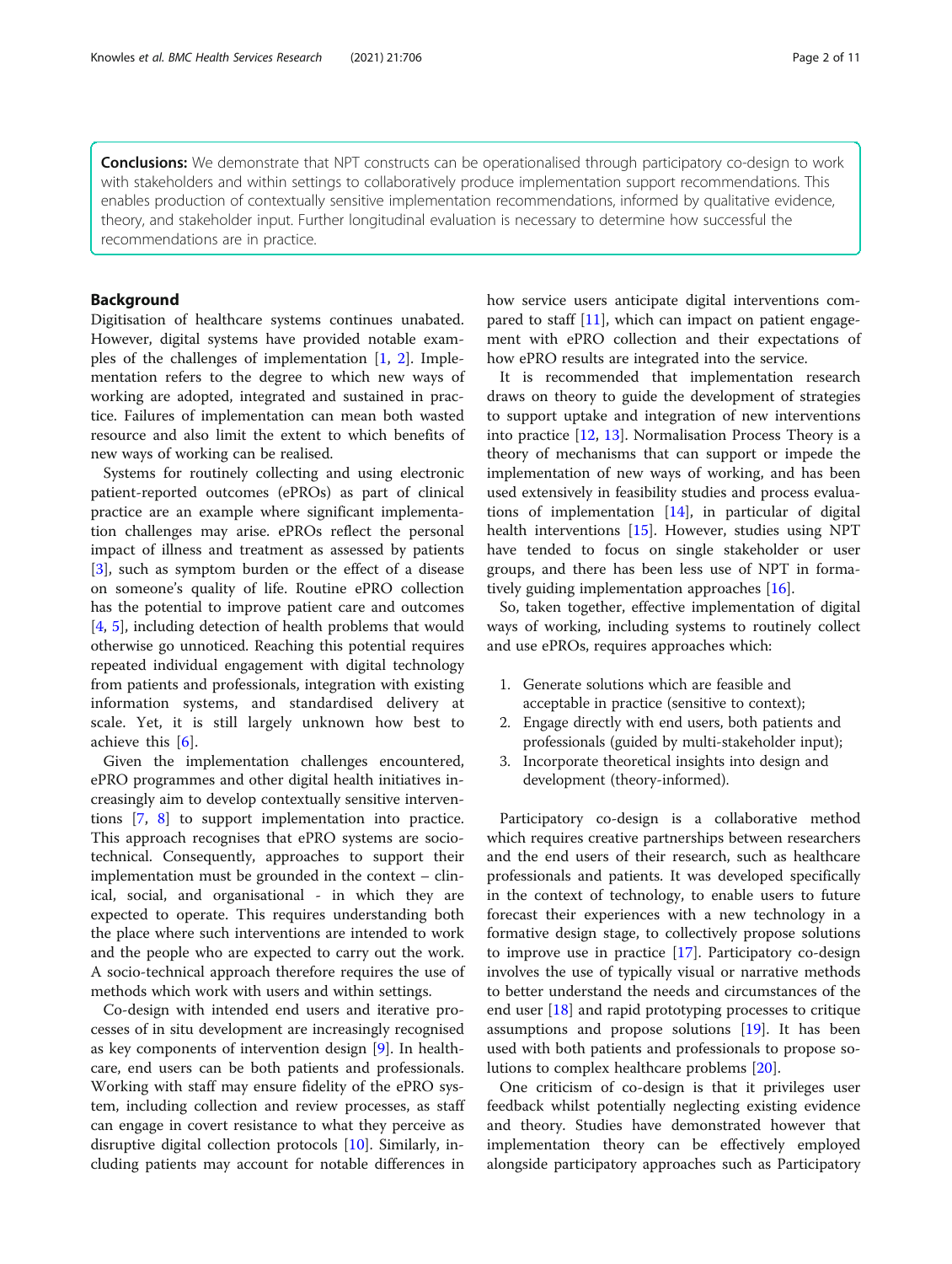**Conclusions:** We demonstrate that NPT constructs can be operationalised through participatory co-design to work with stakeholders and within settings to collaboratively produce implementation support recommendations. This enables production of contextually sensitive implementation recommendations, informed by qualitative evidence, theory, and stakeholder input. Further longitudinal evaluation is necessary to determine how successful the recommendations are in practice.

## Background

Digitisation of healthcare systems continues unabated. However, digital systems have provided notable examples of the challenges of implementation [1, 2]. Implementation refers to the degree to which new ways of working are adopted, integrated and sustained in practice. Failures of implementation can mean both wasted resource and also limit the extent to which benefits of new ways of working can be realised.

Systems for routinely collecting and using electronic patient-reported outcomes (ePROs) as part of clinical practice are an example where significant implementation challenges may arise. ePROs reflect the personal impact of illness and treatment as assessed by patients [3], such as symptom burden or the effect of a disease on someone's quality of life. Routine ePRO collection has the potential to improve patient care and outcomes [4, 5], including detection of health problems that would otherwise go unnoticed. Reaching this potential requires repeated individual engagement with digital technology from patients and professionals, integration with existing information systems, and standardised delivery at scale. Yet, it is still largely unknown how best to achieve this [6].

Given the implementation challenges encountered, ePRO programmes and other digital health initiatives increasingly aim to develop contextually sensitive interventions [7, 8] to support implementation into practice. This approach recognises that ePRO systems are socio-technical. Consequently, approaches to support their implementation must be grounded in the context – clinical, social, and organisational - in which they are expected to operate. This requires understanding both the place where such interventions are intended to work and the people who are expected to carry out the work. A socio-technical approach therefore requires the use of methods which work with users and within settings.

Co-design with intended end users and iterative processes of in situ development are increasingly recognised as key components of intervention design [9]. In healthcare, end users can be both patients and professionals. Working with staff may ensure fidelity of the ePRO system, including collection and review processes, as staff can engage in covert resistance to what they perceive as disruptive digital collection protocols [10]. Similarly, including patients may account for notable differences in how service users anticipate digital interventions compared to staff [11], which can impact on patient engagement with ePRO collection and their expectations of how ePRO results are integrated into the service.

It is recommended that implementation research draws on theory to guide the development of strategies to support uptake and integration of new interventions into practice [12, 13]. Normalisation Process Theory is a theory of mechanisms that can support or impede the implementation of new ways of working, and has been used extensively in feasibility studies and process evaluations of implementation [14], in particular of digital health interventions [15]. However, studies using NPT have tended to focus on single stakeholder or user groups, and there has been less use of NPT in formatively guiding implementation approaches [16].

So, taken together, effective implementation of digital ways of working, including systems to routinely collect and use ePROs, requires approaches which:

1. Generate solutions which are feasible and acceptable in practice (sensitive to context);
2. Engage directly with end users, both patients and professionals (guided by multi-stakeholder input);
3. Incorporate theoretical insights into design and development (theory-informed).

Participatory co-design is a collaborative method which requires creative partnerships between researchers and the end users of their research, such as healthcare professionals and patients. It was developed specifically in the context of technology, to enable users to future forecast their experiences with a new technology in a formative design stage, to collectively propose solutions to improve use in practice [17]. Participatory co-design involves the use of typically visual or narrative methods to better understand the needs and circumstances of the end user [18] and rapid prototyping processes to critique assumptions and propose solutions [19]. It has been used with both patients and professionals to propose solutions to complex healthcare problems [20].

One criticism of co-design is that it privileges user feedback whilst potentially neglecting existing evidence and theory. Studies have demonstrated however that implementation theory can be effectively employed alongside participatory approaches such as Participatory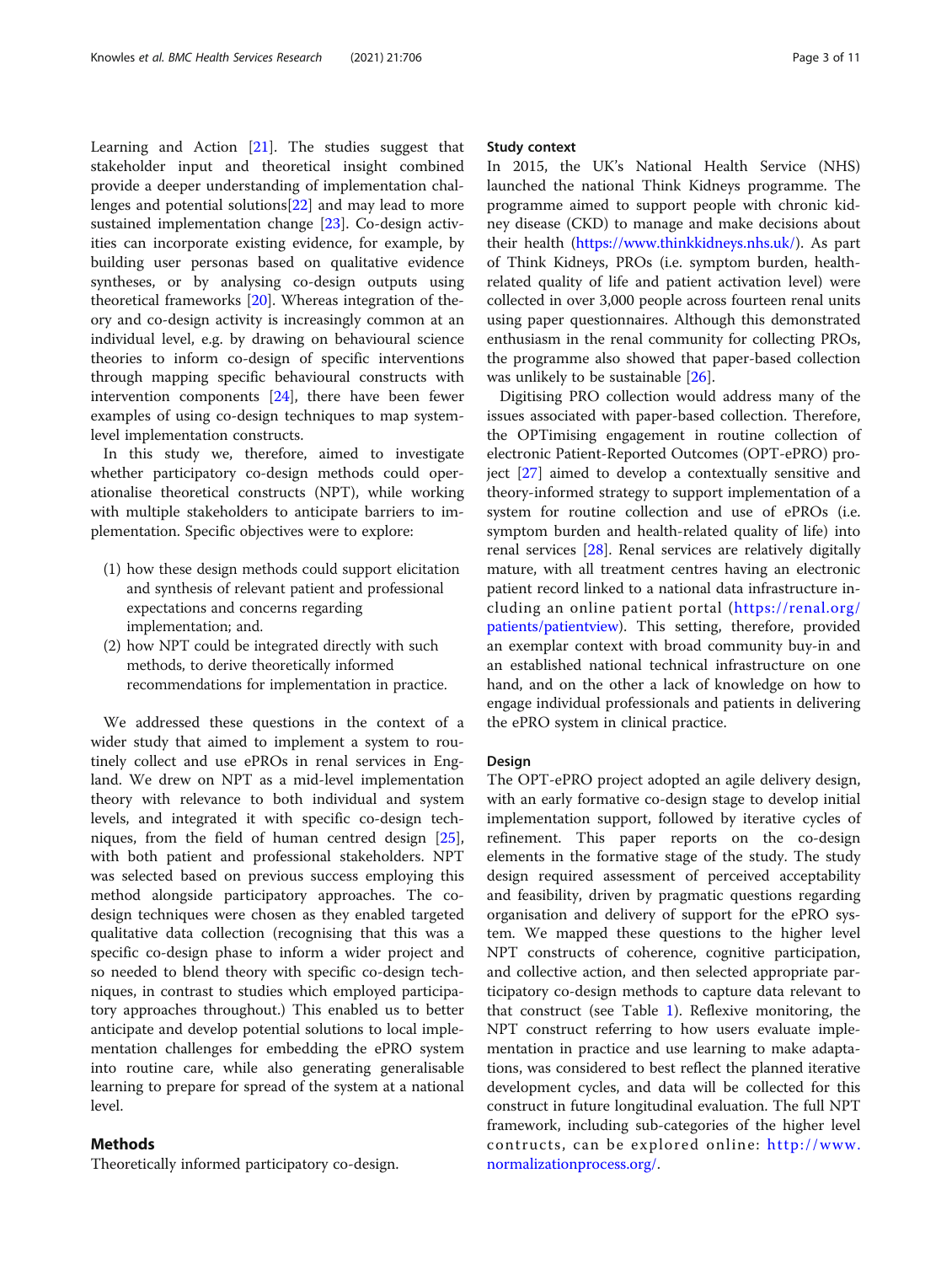Learning and Action [21]. The studies suggest that stakeholder input and theoretical insight combined provide a deeper understanding of implementation challenges and potential solutions[22] and may lead to more sustained implementation change [23]. Co-design activities can incorporate existing evidence, for example, by building user personas based on qualitative evidence syntheses, or by analysing co-design outputs using theoretical frameworks [20]. Whereas integration of theory and co-design activity is increasingly common at an individual level, e.g. by drawing on behavioural science theories to inform co-design of specific interventions through mapping specific behavioural constructs with intervention components [24], there have been fewer examples of using co-design techniques to map system-level implementation constructs.

In this study we, therefore, aimed to investigate whether participatory co-design methods could operationalise theoretical constructs (NPT), while working with multiple stakeholders to anticipate barriers to implementation. Specific objectives were to explore:

(1) how these design methods could support elicitation and synthesis of relevant patient and professional expectations and concerns regarding implementation; and.
(2) how NPT could be integrated directly with such methods, to derive theoretically informed recommendations for implementation in practice.

We addressed these questions in the context of a wider study that aimed to implement a system to routinely collect and use ePROs in renal services in England. We drew on NPT as a mid-level implementation theory with relevance to both individual and system levels, and integrated it with specific co-design techniques, from the field of human centred design [25], with both patient and professional stakeholders. NPT was selected based on previous success employing this method alongside participatory approaches. The co-design techniques were chosen as they enabled targeted qualitative data collection (recognising that this was a specific co-design phase to inform a wider project and so needed to blend theory with specific co-design techniques, in contrast to studies which employed participatory approaches throughout.) This enabled us to better anticipate and develop potential solutions to local implementation challenges for embedding the ePRO system into routine care, while also generating generalisable learning to prepare for spread of the system at a national level.

## Methods

Theoretically informed participatory co-design.

### Study context

In 2015, the UK's National Health Service (NHS) launched the national Think Kidneys programme. The programme aimed to support people with chronic kidney disease (CKD) to manage and make decisions about their health (https://www.thinkkidneys.nhs.uk/). As part of Think Kidneys, PROs (i.e. symptom burden, health-related quality of life and patient activation level) were collected in over 3,000 people across fourteen renal units using paper questionnaires. Although this demonstrated enthusiasm in the renal community for collecting PROs, the programme also showed that paper-based collection was unlikely to be sustainable [26].

Digitising PRO collection would address many of the issues associated with paper-based collection. Therefore, the OPTimising engagement in routine collection of electronic Patient-Reported Outcomes (OPT-ePRO) project [27] aimed to develop a contextually sensitive and theory-informed strategy to support implementation of a system for routine collection and use of ePROs (i.e. symptom burden and health-related quality of life) into renal services [28]. Renal services are relatively digitally mature, with all treatment centres having an electronic patient record linked to a national data infrastructure including an online patient portal (https://renal.org/patients/patientview). This setting, therefore, provided an exemplar context with broad community buy-in and an established national technical infrastructure on one hand, and on the other a lack of knowledge on how to engage individual professionals and patients in delivering the ePRO system in clinical practice.

### Design

The OPT-ePRO project adopted an agile delivery design, with an early formative co-design stage to develop initial implementation support, followed by iterative cycles of refinement. This paper reports on the co-design elements in the formative stage of the study. The study design required assessment of perceived acceptability and feasibility, driven by pragmatic questions regarding organisation and delivery of support for the ePRO system. We mapped these questions to the higher level NPT constructs of coherence, cognitive participation, and collective action, and then selected appropriate participatory co-design methods to capture data relevant to that construct (see Table 1). Reflexive monitoring, the NPT construct referring to how users evaluate implementation in practice and use learning to make adaptations, was considered to best reflect the planned iterative development cycles, and data will be collected for this construct in future longitudinal evaluation. The full NPT framework, including sub-categories of the higher level contructs, can be explored online: http://www.normalizationprocess.org/.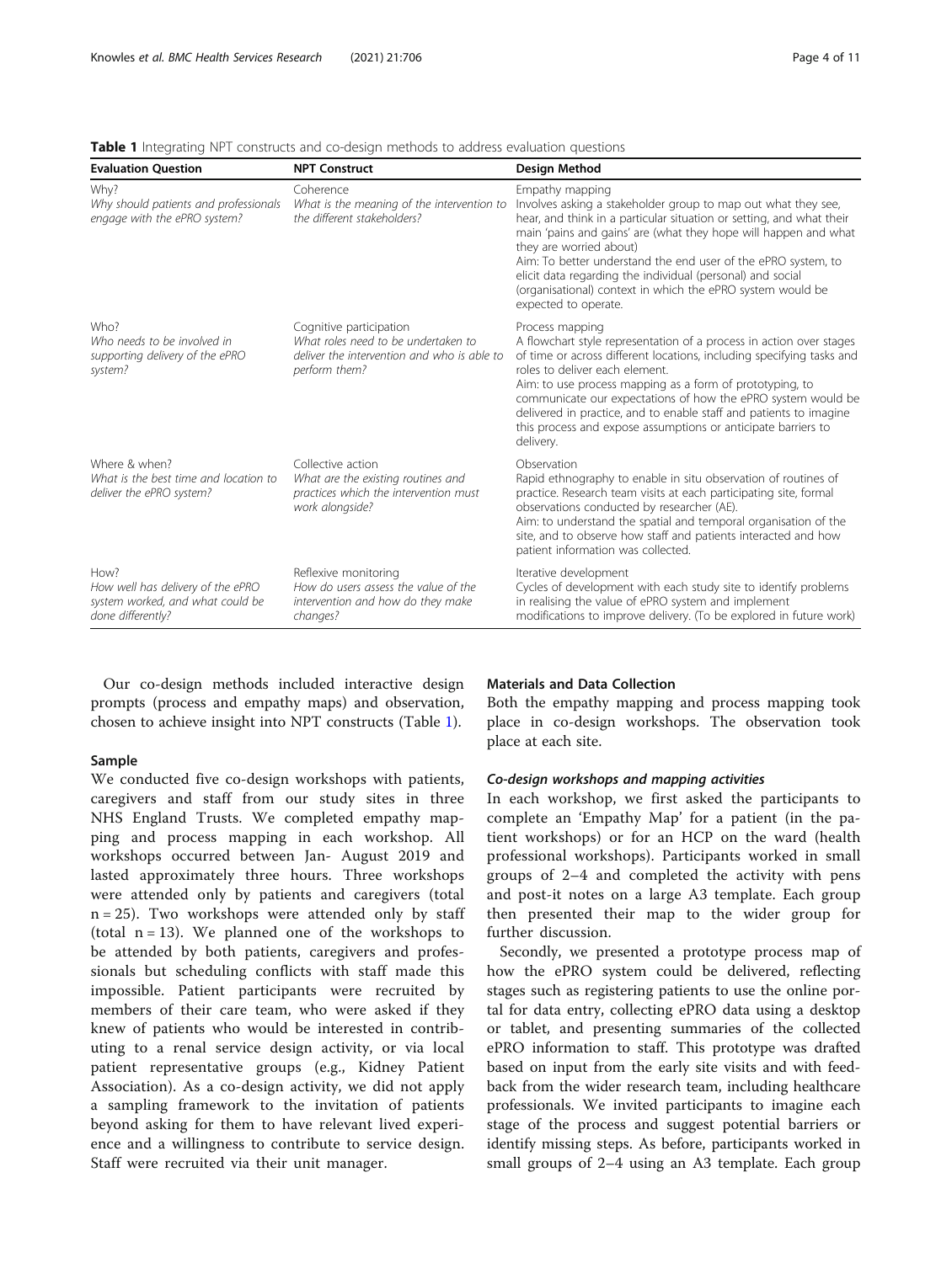**Table 1** Integrating NPT constructs and co-design methods to address evaluation questions

| Evaluation Question | NPT Construct | Design Method |
| --- | --- | --- |
| Why?<br>*Why should patients and professionals engage with the ePRO system?* | Coherence<br>*What is the meaning of the intervention to the different stakeholders?* | Empathy mapping<br>Involves asking a stakeholder group to map out what they see, hear, and think in a particular situation or setting, and what their main 'pains and gains' are (what they hope will happen and what they are worried about)<br>Aim: To better understand the end user of the ePRO system, to elicit data regarding the individual (personal) and social (organisational) context in which the ePRO system would be expected to operate. |
| Who?<br>*Who needs to be involved in supporting delivery of the ePRO system?* | Cognitive participation<br>*What roles need to be undertaken to deliver the intervention and who is able to perform them?* | Process mapping<br>A flowchart style representation of a process in action over stages of time or across different locations, including specifying tasks and roles to deliver each element.<br>Aim: to use process mapping as a form of prototyping, to communicate our expectations of how the ePRO system would be delivered in practice, and to enable staff and patients to imagine this process and expose assumptions or anticipate barriers to delivery. |
| Where & when?<br>*What is the best time and location to deliver the ePRO system?* | Collective action<br>*What are the existing routines and practices which the intervention must work alongside?* | Observation<br>Rapid ethnography to enable in situ observation of routines of practice. Research team visits at each participating site, formal observations conducted by researcher (AE).<br>Aim: to understand the spatial and temporal organisation of the site, and to observe how staff and patients interacted and how patient information was collected. |
| How?<br>*How well has delivery of the ePRO system worked, and what could be done differently?* | Reflexive monitoring<br>*How do users assess the value of the intervention and how do they make changes?* | Iterative development<br>Cycles of development with each study site to identify problems in realising the value of ePRO system and implement modifications to improve delivery. (To be explored in future work) |

Our co-design methods included interactive design prompts (process and empathy maps) and observation, chosen to achieve insight into NPT constructs (Table 1).

## Sample

We conducted five co-design workshops with patients, caregivers and staff from our study sites in three NHS England Trusts. We completed empathy mapping and process mapping in each workshop. All workshops occurred between Jan- August 2019 and lasted approximately three hours. Three workshops were attended only by patients and caregivers (total n = 25). Two workshops were attended only by staff (total n = 13). We planned one of the workshops to be attended by both patients, caregivers and professionals but scheduling conflicts with staff made this impossible. Patient participants were recruited by members of their care team, who were asked if they knew of patients who would be interested in contributing to a renal service design activity, or via local patient representative groups (e.g., Kidney Patient Association). As a co-design activity, we did not apply a sampling framework to the invitation of patients beyond asking for them to have relevant lived experience and a willingness to contribute to service design. Staff were recruited via their unit manager.

## Materials and Data Collection

Both the empathy mapping and process mapping took place in co-design workshops. The observation took place at each site.

### Co-design workshops and mapping activities

In each workshop, we first asked the participants to complete an 'Empathy Map' for a patient (in the patient workshops) or for an HCP on the ward (health professional workshops). Participants worked in small groups of 2–4 and completed the activity with pens and post-it notes on a large A3 template. Each group then presented their map to the wider group for further discussion.

Secondly, we presented a prototype process map of how the ePRO system could be delivered, reflecting stages such as registering patients to use the online portal for data entry, collecting ePRO data using a desktop or tablet, and presenting summaries of the collected ePRO information to staff. This prototype was drafted based on input from the early site visits and with feedback from the wider research team, including healthcare professionals. We invited participants to imagine each stage of the process and suggest potential barriers or identify missing steps. As before, participants worked in small groups of 2–4 using an A3 template. Each group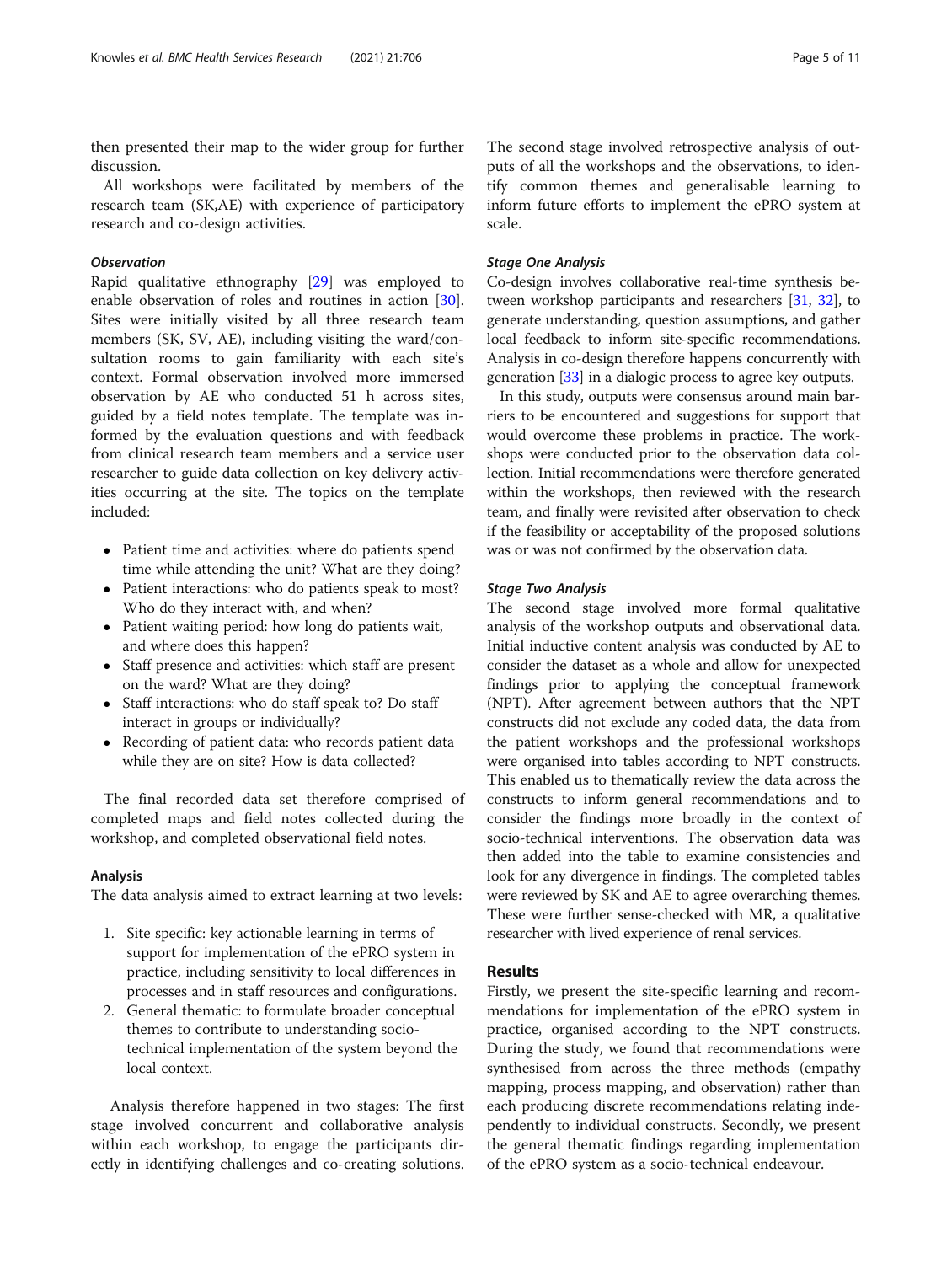then presented their map to the wider group for further discussion.

All workshops were facilitated by members of the research team (SK,AE) with experience of participatory research and co-design activities.

### *Observation*

Rapid qualitative ethnography [29] was employed to enable observation of roles and routines in action [30]. Sites were initially visited by all three research team members (SK, SV, AE), including visiting the ward/consultation rooms to gain familiarity with each site's context. Formal observation involved more immersed observation by AE who conducted 51 h across sites, guided by a field notes template. The template was informed by the evaluation questions and with feedback from clinical research team members and a service user researcher to guide data collection on key delivery activities occurring at the site. The topics on the template included:

- Patient time and activities: where do patients spend time while attending the unit? What are they doing?
- Patient interactions: who do patients speak to most? Who do they interact with, and when?
- Patient waiting period: how long do patients wait, and where does this happen?
- Staff presence and activities: which staff are present on the ward? What are they doing?
- Staff interactions: who do staff speak to? Do staff interact in groups or individually?
- Recording of patient data: who records patient data while they are on site? How is data collected?

The final recorded data set therefore comprised of completed maps and field notes collected during the workshop, and completed observational field notes.

## Analysis

The data analysis aimed to extract learning at two levels:

1. Site specific: key actionable learning in terms of support for implementation of the ePRO system in practice, including sensitivity to local differences in processes and in staff resources and configurations.
2. General thematic: to formulate broader conceptual themes to contribute to understanding socio-technical implementation of the system beyond the local context.

Analysis therefore happened in two stages: The first stage involved concurrent and collaborative analysis within each workshop, to engage the participants directly in identifying challenges and co-creating solutions. The second stage involved retrospective analysis of outputs of all the workshops and the observations, to identify common themes and generalisable learning to inform future efforts to implement the ePRO system at scale.

### *Stage One Analysis*

Co-design involves collaborative real-time synthesis between workshop participants and researchers [31, 32], to generate understanding, question assumptions, and gather local feedback to inform site-specific recommendations. Analysis in co-design therefore happens concurrently with generation [33] in a dialogic process to agree key outputs.

In this study, outputs were consensus around main barriers to be encountered and suggestions for support that would overcome these problems in practice. The workshops were conducted prior to the observation data collection. Initial recommendations were therefore generated within the workshops, then reviewed with the research team, and finally were revisited after observation to check if the feasibility or acceptability of the proposed solutions was or was not confirmed by the observation data.

### *Stage Two Analysis*

The second stage involved more formal qualitative analysis of the workshop outputs and observational data. Initial inductive content analysis was conducted by AE to consider the dataset as a whole and allow for unexpected findings prior to applying the conceptual framework (NPT). After agreement between authors that the NPT constructs did not exclude any coded data, the data from the patient workshops and the professional workshops were organised into tables according to NPT constructs. This enabled us to thematically review the data across the constructs to inform general recommendations and to consider the findings more broadly in the context of socio-technical interventions. The observation data was then added into the table to examine consistencies and look for any divergence in findings. The completed tables were reviewed by SK and AE to agree overarching themes. These were further sense-checked with MR, a qualitative researcher with lived experience of renal services.

## Results

Firstly, we present the site-specific learning and recommendations for implementation of the ePRO system in practice, organised according to the NPT constructs. During the study, we found that recommendations were synthesised from across the three methods (empathy mapping, process mapping, and observation) rather than each producing discrete recommendations relating independently to individual constructs. Secondly, we present the general thematic findings regarding implementation of the ePRO system as a socio-technical endeavour.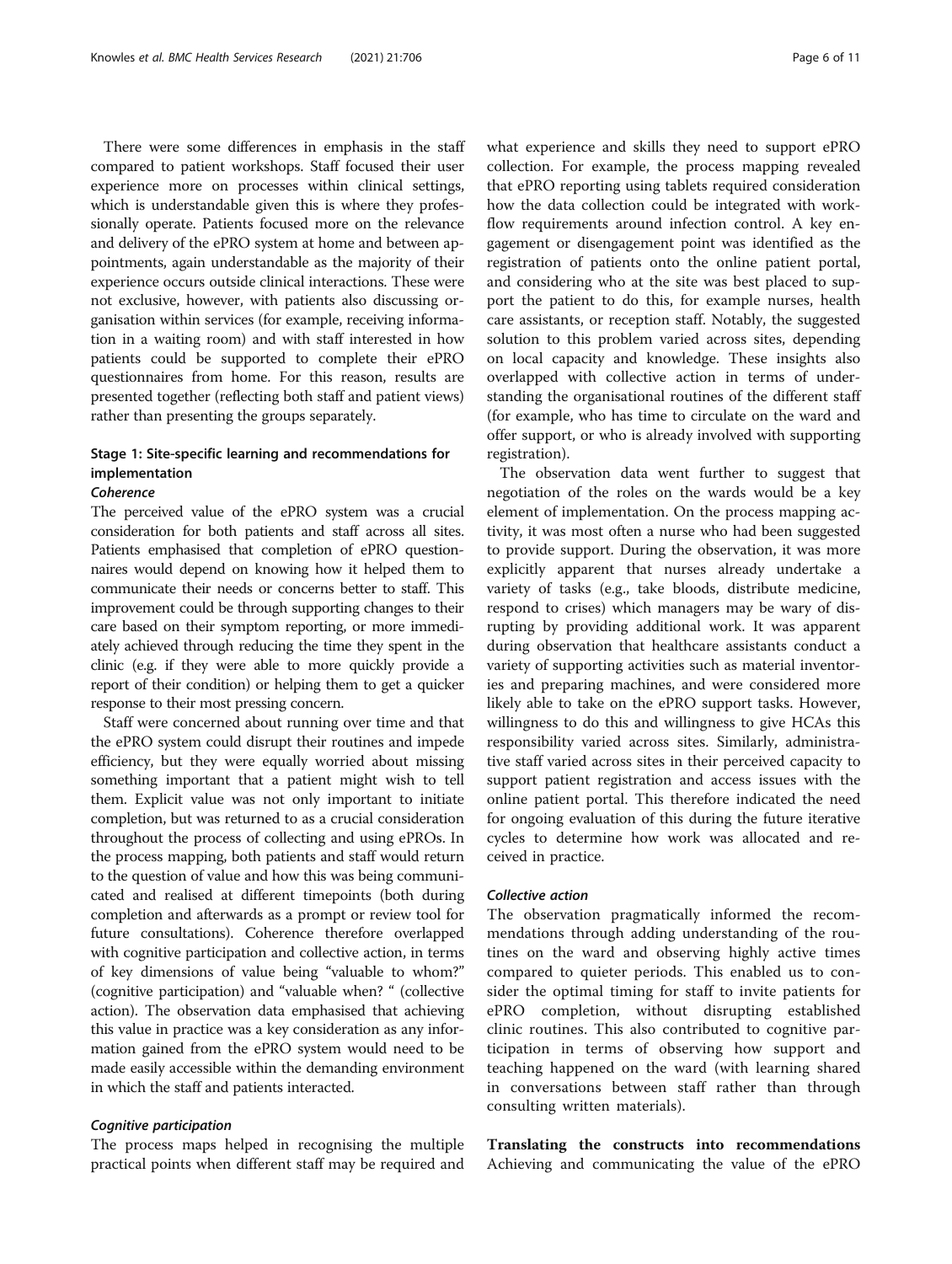There were some differences in emphasis in the staff compared to patient workshops. Staff focused their user experience more on processes within clinical settings, which is understandable given this is where they professionally operate. Patients focused more on the relevance and delivery of the ePRO system at home and between appointments, again understandable as the majority of their experience occurs outside clinical interactions. These were not exclusive, however, with patients also discussing organisation within services (for example, receiving information in a waiting room) and with staff interested in how patients could be supported to complete their ePRO questionnaires from home. For this reason, results are presented together (reflecting both staff and patient views) rather than presenting the groups separately.

## Stage 1: Site-specific learning and recommendations for implementation

### *Coherence*

The perceived value of the ePRO system was a crucial consideration for both patients and staff across all sites. Patients emphasised that completion of ePRO questionnaires would depend on knowing how it helped them to communicate their needs or concerns better to staff. This improvement could be through supporting changes to their care based on their symptom reporting, or more immediately achieved through reducing the time they spent in the clinic (e.g. if they were able to more quickly provide a report of their condition) or helping them to get a quicker response to their most pressing concern.

Staff were concerned about running over time and that the ePRO system could disrupt their routines and impede efficiency, but they were equally worried about missing something important that a patient might wish to tell them. Explicit value was not only important to initiate completion, but was returned to as a crucial consideration throughout the process of collecting and using ePROs. In the process mapping, both patients and staff would return to the question of value and how this was being communicated and realised at different timepoints (both during completion and afterwards as a prompt or review tool for future consultations). Coherence therefore overlapped with cognitive participation and collective action, in terms of key dimensions of value being "valuable to whom?" (cognitive participation) and "valuable when? " (collective action). The observation data emphasised that achieving this value in practice was a key consideration as any information gained from the ePRO system would need to be made easily accessible within the demanding environment in which the staff and patients interacted.

### *Cognitive participation*

The process maps helped in recognising the multiple practical points when different staff may be required and what experience and skills they need to support ePRO collection. For example, the process mapping revealed that ePRO reporting using tablets required consideration how the data collection could be integrated with workflow requirements around infection control. A key engagement or disengagement point was identified as the registration of patients onto the online patient portal, and considering who at the site was best placed to support the patient to do this, for example nurses, health care assistants, or reception staff. Notably, the suggested solution to this problem varied across sites, depending on local capacity and knowledge. These insights also overlapped with collective action in terms of understanding the organisational routines of the different staff (for example, who has time to circulate on the ward and offer support, or who is already involved with supporting registration).

The observation data went further to suggest that negotiation of the roles on the wards would be a key element of implementation. On the process mapping activity, it was most often a nurse who had been suggested to provide support. During the observation, it was more explicitly apparent that nurses already undertake a variety of tasks (e.g., take bloods, distribute medicine, respond to crises) which managers may be wary of disrupting by providing additional work. It was apparent during observation that healthcare assistants conduct a variety of supporting activities such as material inventories and preparing machines, and were considered more likely able to take on the ePRO support tasks. However, willingness to do this and willingness to give HCAs this responsibility varied across sites. Similarly, administrative staff varied across sites in their perceived capacity to support patient registration and access issues with the online patient portal. This therefore indicated the need for ongoing evaluation of this during the future iterative cycles to determine how work was allocated and received in practice.

### *Collective action*

The observation pragmatically informed the recommendations through adding understanding of the routines on the ward and observing highly active times compared to quieter periods. This enabled us to consider the optimal timing for staff to invite patients for ePRO completion, without disrupting established clinic routines. This also contributed to cognitive participation in terms of observing how support and teaching happened on the ward (with learning shared in conversations between staff rather than through consulting written materials).

**Translating the constructs into recommendations** Achieving and communicating the value of the ePRO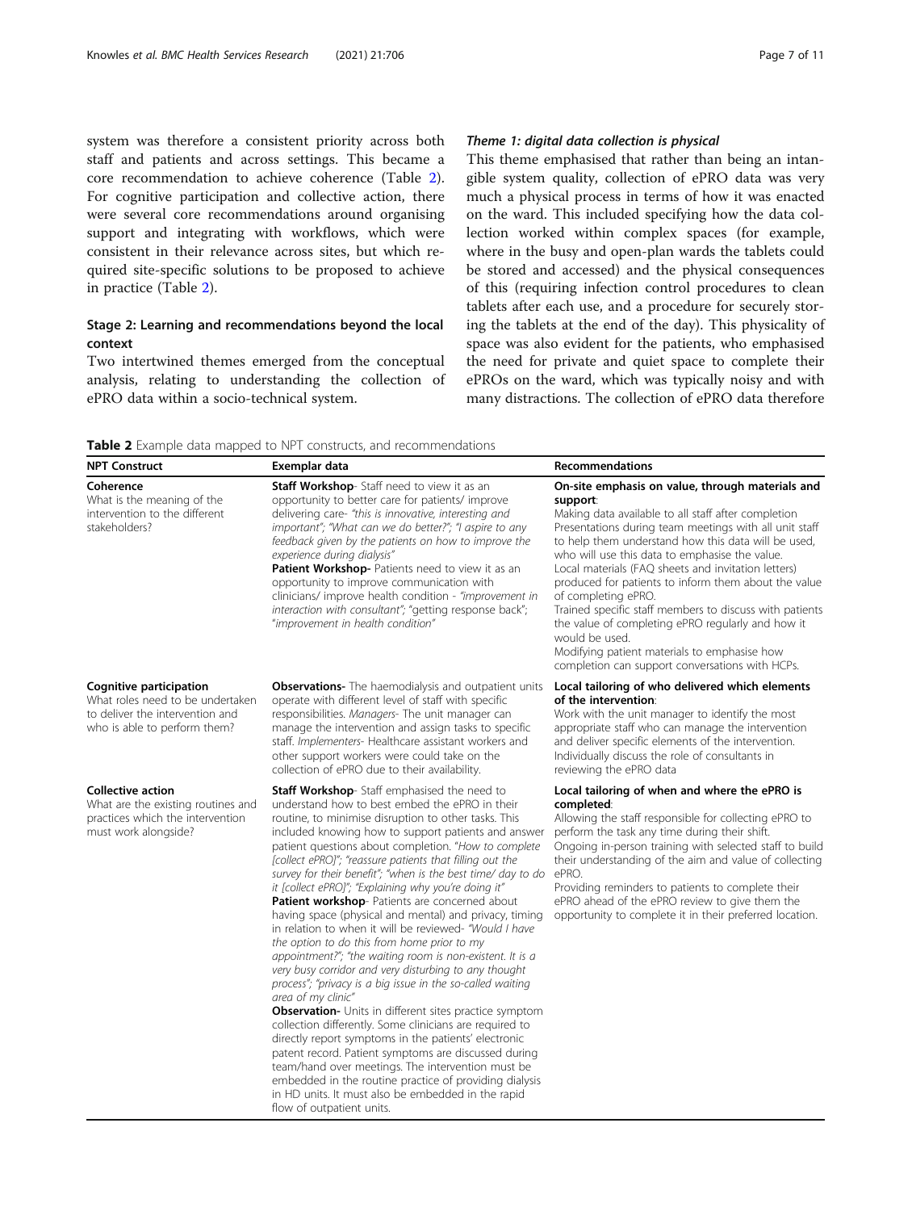system was therefore a consistent priority across both staff and patients and across settings. This became a core recommendation to achieve coherence (Table 2). For cognitive participation and collective action, there were several core recommendations around organising support and integrating with workflows, which were consistent in their relevance across sites, but which required site-specific solutions to be proposed to achieve in practice (Table 2).

### Stage 2: Learning and recommendations beyond the local context

Two intertwined themes emerged from the conceptual analysis, relating to understanding the collection of ePRO data within a socio-technical system.

#### *Theme 1: digital data collection is physical*

This theme emphasised that rather than being an intangible system quality, collection of ePRO data was very much a physical process in terms of how it was enacted on the ward. This included specifying how the data collection worked within complex spaces (for example, where in the busy and open-plan wards the tablets could be stored and accessed) and the physical consequences of this (requiring infection control procedures to clean tablets after each use, and a procedure for securely storing the tablets at the end of the day). This physicality of space was also evident for the patients, who emphasised the need for private and quiet space to complete their ePROs on the ward, which was typically noisy and with many distractions. The collection of ePRO data therefore

**Table 2** Example data mapped to NPT constructs, and recommendations

| NPT Construct | Exemplar data | Recommendations |
|---|---|---|
| **Coherence**<br>What is the meaning of the intervention to the different stakeholders? | **Staff Workshop**- Staff need to view it as an opportunity to better care for patients/ improve delivering care- *"this is innovative, interesting and important"; "What can we do better?"; "I aspire to any feedback given by the patients on how to improve the experience during dialysis"*<br>**Patient Workshop-** Patients need to view it as an opportunity to improve communication with clinicians/ improve health condition - *"improvement in interaction with consultant"*; "getting response back"; "*improvement in health condition"* | **On-site emphasis on value, through materials and support**:<br>Making data available to all staff after completion<br>Presentations during team meetings with all unit staff to help them understand how this data will be used, who will use this data to emphasise the value.<br>Local materials (FAQ sheets and invitation letters) produced for patients to inform them about the value of completing ePRO.<br>Trained specific staff members to discuss with patients the value of completing ePRO regularly and how it would be used.<br>Modifying patient materials to emphasise how completion can support conversations with HCPs. |
| **Cognitive participation**<br>What roles need to be undertaken to deliver the intervention and who is able to perform them? | **Observations-** The haemodialysis and outpatient units operate with different level of staff with specific responsibilities. *Managers*- The unit manager can manage the intervention and assign tasks to specific staff. *Implementers*- Healthcare assistant workers and other support workers were could take on the collection of ePRO due to their availability. | **Local tailoring of who delivered which elements of the intervention**:<br>Work with the unit manager to identify the most appropriate staff who can manage the intervention and deliver specific elements of the intervention.<br>Individually discuss the role of consultants in reviewing the ePRO data |
| **Collective action**<br>What are the existing routines and practices which the intervention must work alongside? | **Staff Workshop**- Staff emphasised the need to understand how to best embed the ePRO in their routine, to minimise disruption to other tasks. This included knowing how to support patients and answer patient questions about completion. *"How to complete [collect ePRO]"; "reassure patients that filling out the survey for their benefit"; "when is the best time/ day to do it [collect ePRO]"; "Explaining why you're doing it"*<br>**Patient workshop**- Patients are concerned about having space (physical and mental) and privacy, timing in relation to when it will be reviewed- *"Would I have the option to do this from home prior to my appointment?"; "the waiting room is non-existent. It is a very busy corridor and very disturbing to any thought process"; "privacy is a big issue in the so-called waiting area of my clinic"*<br>**Observation-** Units in different sites practice symptom collection differently. Some clinicians are required to directly report symptoms in the patients' electronic patent record. Patient symptoms are discussed during team/hand over meetings. The intervention must be embedded in the routine practice of providing dialysis in HD units. It must also be embedded in the rapid flow of outpatient units. | **Local tailoring of when and where the ePRO is completed**:<br>Allowing the staff responsible for collecting ePRO to perform the task any time during their shift.<br>Ongoing in-person training with selected staff to build their understanding of the aim and value of collecting ePRO.<br>Providing reminders to patients to complete their ePRO ahead of the ePRO review to give them the opportunity to complete it in their preferred location. |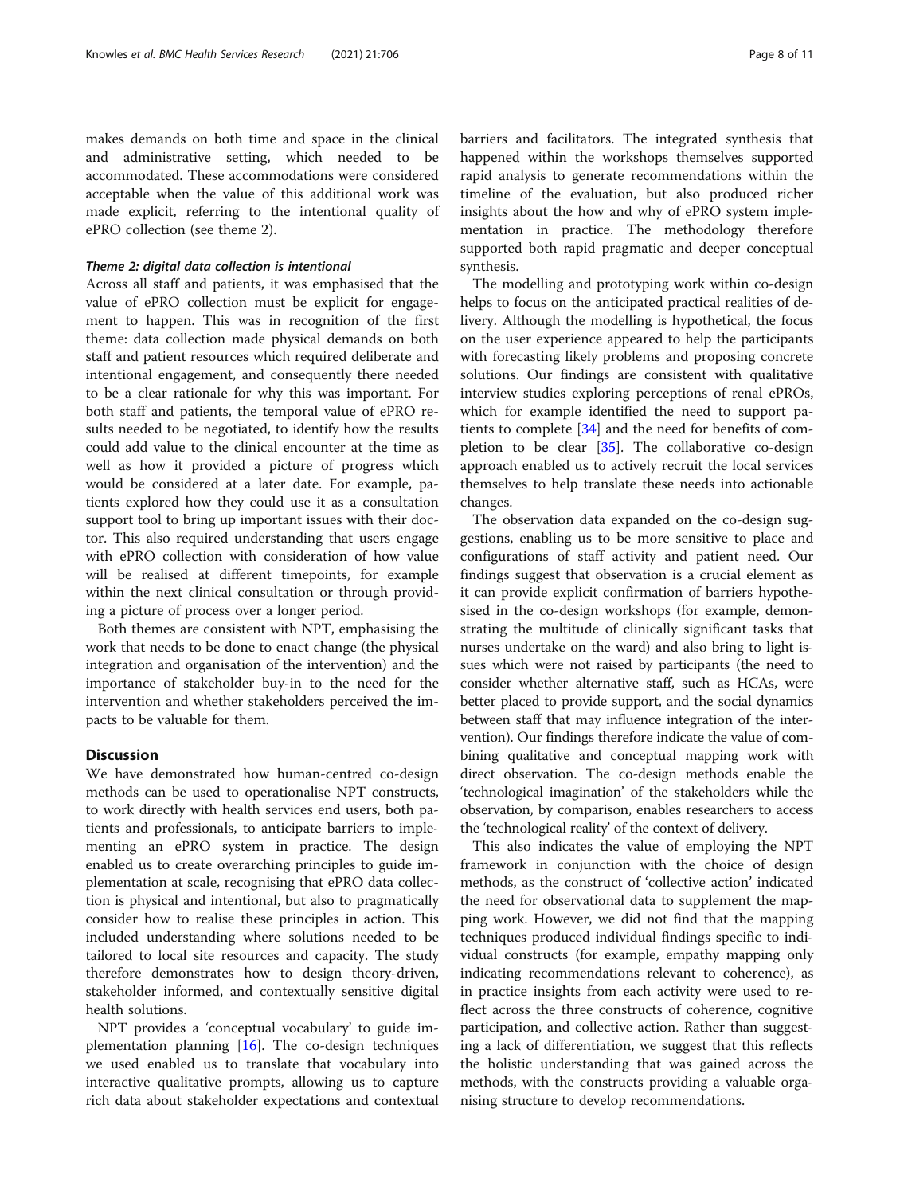makes demands on both time and space in the clinical and administrative setting, which needed to be accommodated. These accommodations were considered acceptable when the value of this additional work was made explicit, referring to the intentional quality of ePRO collection (see theme 2).

#### *Theme 2: digital data collection is intentional*

Across all staff and patients, it was emphasised that the value of ePRO collection must be explicit for engagement to happen. This was in recognition of the first theme: data collection made physical demands on both staff and patient resources which required deliberate and intentional engagement, and consequently there needed to be a clear rationale for why this was important. For both staff and patients, the temporal value of ePRO results needed to be negotiated, to identify how the results could add value to the clinical encounter at the time as well as how it provided a picture of progress which would be considered at a later date. For example, patients explored how they could use it as a consultation support tool to bring up important issues with their doctor. This also required understanding that users engage with ePRO collection with consideration of how value will be realised at different timepoints, for example within the next clinical consultation or through providing a picture of process over a longer period.

Both themes are consistent with NPT, emphasising the work that needs to be done to enact change (the physical integration and organisation of the intervention) and the importance of stakeholder buy-in to the need for the intervention and whether stakeholders perceived the impacts to be valuable for them.

## Discussion

We have demonstrated how human-centred co-design methods can be used to operationalise NPT constructs, to work directly with health services end users, both patients and professionals, to anticipate barriers to implementing an ePRO system in practice. The design enabled us to create overarching principles to guide implementation at scale, recognising that ePRO data collection is physical and intentional, but also to pragmatically consider how to realise these principles in action. This included understanding where solutions needed to be tailored to local site resources and capacity. The study therefore demonstrates how to design theory-driven, stakeholder informed, and contextually sensitive digital health solutions.

NPT provides a 'conceptual vocabulary' to guide implementation planning [16]. The co-design techniques we used enabled us to translate that vocabulary into interactive qualitative prompts, allowing us to capture rich data about stakeholder expectations and contextual barriers and facilitators. The integrated synthesis that happened within the workshops themselves supported rapid analysis to generate recommendations within the timeline of the evaluation, but also produced richer insights about the how and why of ePRO system implementation in practice. The methodology therefore supported both rapid pragmatic and deeper conceptual synthesis.

The modelling and prototyping work within co-design helps to focus on the anticipated practical realities of delivery. Although the modelling is hypothetical, the focus on the user experience appeared to help the participants with forecasting likely problems and proposing concrete solutions. Our findings are consistent with qualitative interview studies exploring perceptions of renal ePROs, which for example identified the need to support patients to complete [34] and the need for benefits of completion to be clear [35]. The collaborative co-design approach enabled us to actively recruit the local services themselves to help translate these needs into actionable changes.

The observation data expanded on the co-design suggestions, enabling us to be more sensitive to place and configurations of staff activity and patient need. Our findings suggest that observation is a crucial element as it can provide explicit confirmation of barriers hypothesised in the co-design workshops (for example, demonstrating the multitude of clinically significant tasks that nurses undertake on the ward) and also bring to light issues which were not raised by participants (the need to consider whether alternative staff, such as HCAs, were better placed to provide support, and the social dynamics between staff that may influence integration of the intervention). Our findings therefore indicate the value of combining qualitative and conceptual mapping work with direct observation. The co-design methods enable the 'technological imagination' of the stakeholders while the observation, by comparison, enables researchers to access the 'technological reality' of the context of delivery.

This also indicates the value of employing the NPT framework in conjunction with the choice of design methods, as the construct of 'collective action' indicated the need for observational data to supplement the mapping work. However, we did not find that the mapping techniques produced individual findings specific to individual constructs (for example, empathy mapping only indicating recommendations relevant to coherence), as in practice insights from each activity were used to reflect across the three constructs of coherence, cognitive participation, and collective action. Rather than suggesting a lack of differentiation, we suggest that this reflects the holistic understanding that was gained across the methods, with the constructs providing a valuable organising structure to develop recommendations.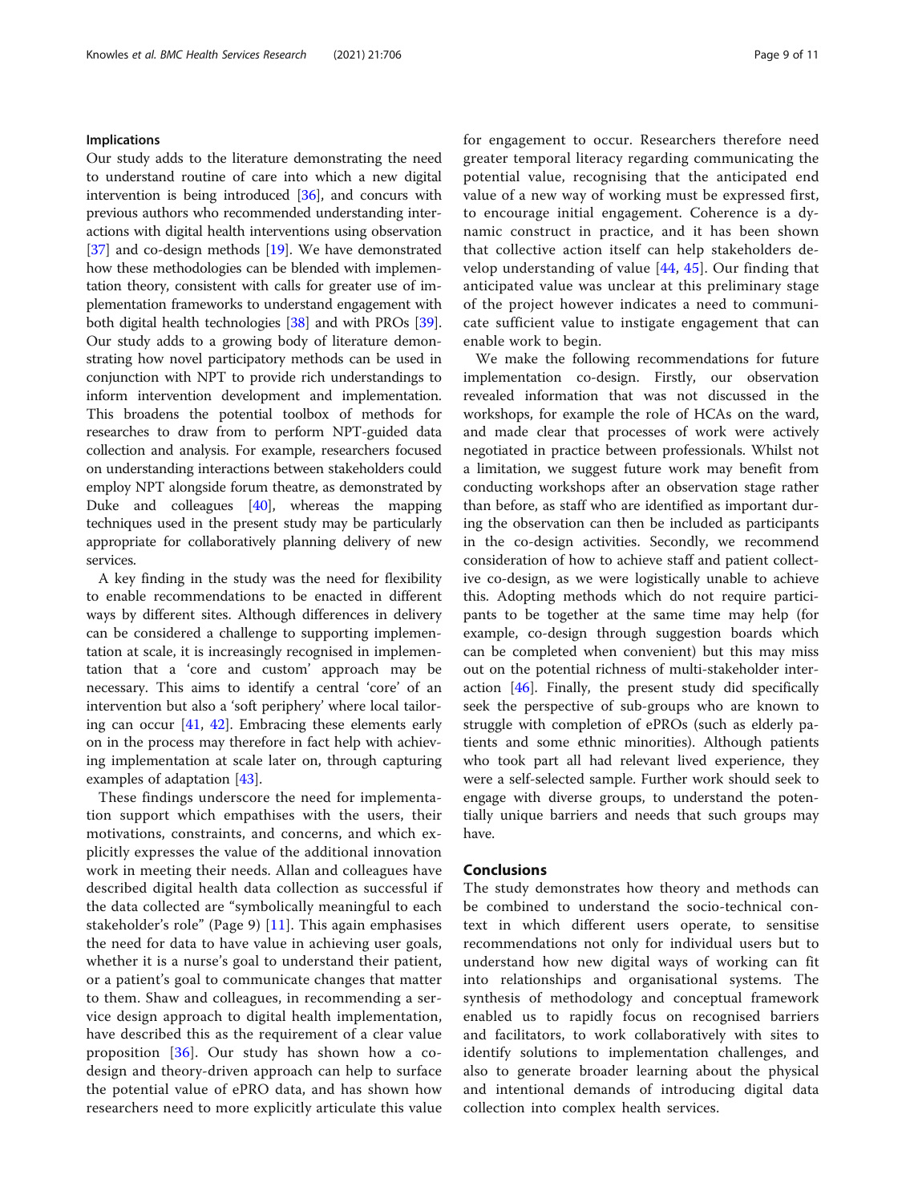### Implications

Our study adds to the literature demonstrating the need to understand routine of care into which a new digital intervention is being introduced [36], and concurs with previous authors who recommended understanding interactions with digital health interventions using observation [37] and co-design methods [19]. We have demonstrated how these methodologies can be blended with implementation theory, consistent with calls for greater use of implementation frameworks to understand engagement with both digital health technologies [38] and with PROs [39]. Our study adds to a growing body of literature demonstrating how novel participatory methods can be used in conjunction with NPT to provide rich understandings to inform intervention development and implementation. This broadens the potential toolbox of methods for researches to draw from to perform NPT-guided data collection and analysis. For example, researchers focused on understanding interactions between stakeholders could employ NPT alongside forum theatre, as demonstrated by Duke and colleagues [40], whereas the mapping techniques used in the present study may be particularly appropriate for collaboratively planning delivery of new services.

A key finding in the study was the need for flexibility to enable recommendations to be enacted in different ways by different sites. Although differences in delivery can be considered a challenge to supporting implementation at scale, it is increasingly recognised in implementation that a 'core and custom' approach may be necessary. This aims to identify a central 'core' of an intervention but also a 'soft periphery' where local tailoring can occur [41, 42]. Embracing these elements early on in the process may therefore in fact help with achieving implementation at scale later on, through capturing examples of adaptation [43].

These findings underscore the need for implementation support which empathises with the users, their motivations, constraints, and concerns, and which explicitly expresses the value of the additional innovation work in meeting their needs. Allan and colleagues have described digital health data collection as successful if the data collected are "symbolically meaningful to each stakeholder's role" (Page 9) [11]. This again emphasises the need for data to have value in achieving user goals, whether it is a nurse's goal to understand their patient, or a patient's goal to communicate changes that matter to them. Shaw and colleagues, in recommending a service design approach to digital health implementation, have described this as the requirement of a clear value proposition [36]. Our study has shown how a co-design and theory-driven approach can help to surface the potential value of ePRO data, and has shown how researchers need to more explicitly articulate this value for engagement to occur. Researchers therefore need greater temporal literacy regarding communicating the potential value, recognising that the anticipated end value of a new way of working must be expressed first, to encourage initial engagement. Coherence is a dynamic construct in practice, and it has been shown that collective action itself can help stakeholders develop understanding of value [44, 45]. Our finding that anticipated value was unclear at this preliminary stage of the project however indicates a need to communicate sufficient value to instigate engagement that can enable work to begin.

We make the following recommendations for future implementation co-design. Firstly, our observation revealed information that was not discussed in the workshops, for example the role of HCAs on the ward, and made clear that processes of work were actively negotiated in practice between professionals. Whilst not a limitation, we suggest future work may benefit from conducting workshops after an observation stage rather than before, as staff who are identified as important during the observation can then be included as participants in the co-design activities. Secondly, we recommend consideration of how to achieve staff and patient collective co-design, as we were logistically unable to achieve this. Adopting methods which do not require participants to be together at the same time may help (for example, co-design through suggestion boards which can be completed when convenient) but this may miss out on the potential richness of multi-stakeholder interaction [46]. Finally, the present study did specifically seek the perspective of sub-groups who are known to struggle with completion of ePROs (such as elderly patients and some ethnic minorities). Although patients who took part all had relevant lived experience, they were a self-selected sample. Further work should seek to engage with diverse groups, to understand the potentially unique barriers and needs that such groups may have.

## Conclusions

The study demonstrates how theory and methods can be combined to understand the socio-technical context in which different users operate, to sensitise recommendations not only for individual users but to understand how new digital ways of working can fit into relationships and organisational systems. The synthesis of methodology and conceptual framework enabled us to rapidly focus on recognised barriers and facilitators, to work collaboratively with sites to identify solutions to implementation challenges, and also to generate broader learning about the physical and intentional demands of introducing digital data collection into complex health services.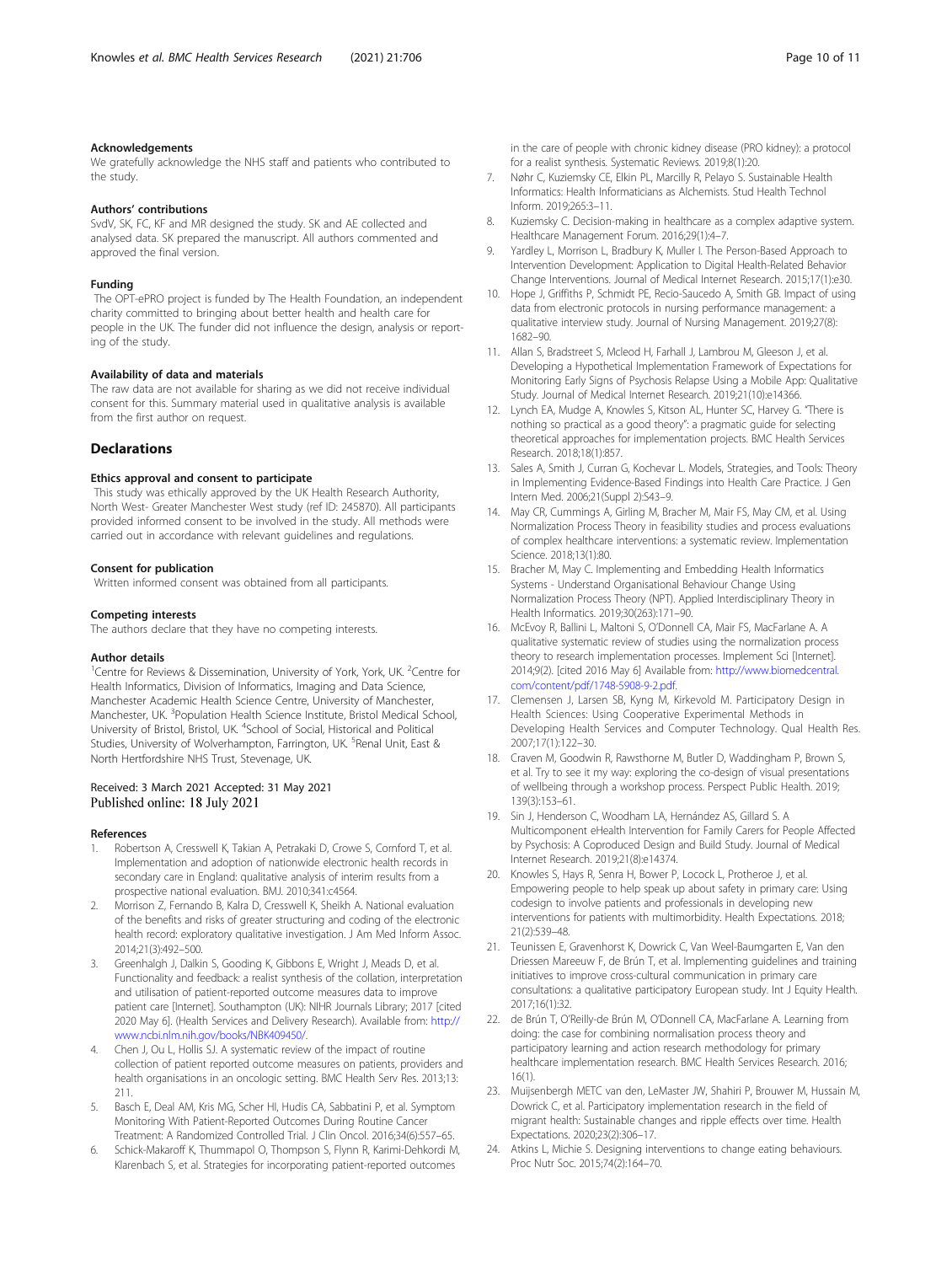#### Acknowledgements

We gratefully acknowledge the NHS staff and patients who contributed to the study.

#### Authors' contributions

SvdV, SK, FC, KF and MR designed the study. SK and AE collected and analysed data. SK prepared the manuscript. All authors commented and approved the final version.

#### Funding

The OPT-ePRO project is funded by The Health Foundation, an independent charity committed to bringing about better health and health care for people in the UK. The funder did not influence the design, analysis or reporting of the study.

#### Availability of data and materials

The raw data are not available for sharing as we did not receive individual consent for this. Summary material used in qualitative analysis is available from the first author on request.

## Declarations

#### Ethics approval and consent to participate

This study was ethically approved by the UK Health Research Authority, North West- Greater Manchester West study (ref ID: 245870). All participants provided informed consent to be involved in the study. All methods were carried out in accordance with relevant guidelines and regulations.

#### Consent for publication

Written informed consent was obtained from all participants.

#### Competing interests

The authors declare that they have no competing interests.

#### Author details

[1]Centre for Reviews & Dissemination, University of York, York, UK. [2]Centre for Health Informatics, Division of Informatics, Imaging and Data Science, Manchester Academic Health Science Centre, University of Manchester, Manchester, UK. [3]Population Health Science Institute, Bristol Medical School, University of Bristol, Bristol, UK. [4]School of Social, Historical and Political Studies, University of Wolverhampton, Farrington, UK. [5]Renal Unit, East & North Hertfordshire NHS Trust, Stevenage, UK.

Received: 3 March 2021 Accepted: 31 May 2021
Published online: 18 July 2021

#### References

1. Robertson A, Cresswell K, Takian A, Petrakaki D, Crowe S, Cornford T, et al. Implementation and adoption of nationwide electronic health records in secondary care in England: qualitative analysis of interim results from a prospective national evaluation. BMJ. 2010;341:c4564.
2. Morrison Z, Fernando B, Kalra D, Cresswell K, Sheikh A. National evaluation of the benefits and risks of greater structuring and coding of the electronic health record: exploratory qualitative investigation. J Am Med Inform Assoc. 2014;21(3):492–500.
3. Greenhalgh J, Dalkin S, Gooding K, Gibbons E, Wright J, Meads D, et al. Functionality and feedback: a realist synthesis of the collation, interpretation and utilisation of patient-reported outcome measures data to improve patient care [Internet]. Southampton (UK): NIHR Journals Library; 2017 [cited 2020 May 6]. (Health Services and Delivery Research). Available from: http://www.ncbi.nlm.nih.gov/books/NBK409450/.
4. Chen J, Ou L, Hollis SJ. A systematic review of the impact of routine collection of patient reported outcome measures on patients, providers and health organisations in an oncologic setting. BMC Health Serv Res. 2013;13:211.
5. Basch E, Deal AM, Kris MG, Scher HI, Hudis CA, Sabbatini P, et al. Symptom Monitoring With Patient-Reported Outcomes During Routine Cancer Treatment: A Randomized Controlled Trial. J Clin Oncol. 2016;34(6):557–65.
6. Schick-Makaroff K, Thummapol O, Thompson S, Flynn R, Karimi-Dehkordi M, Klarenbach S, et al. Strategies for incorporating patient-reported outcomes in the care of people with chronic kidney disease (PRO kidney): a protocol for a realist synthesis. Systematic Reviews. 2019;8(1):20.
7. Nøhr C, Kuziemsky CE, Elkin PL, Marcilly R, Pelayo S. Sustainable Health Informatics: Health Informaticians as Alchemists. Stud Health Technol Inform. 2019;265:3–11.
8. Kuziemsky C. Decision-making in healthcare as a complex adaptive system. Healthcare Management Forum. 2016;29(1):4–7.
9. Yardley L, Morrison L, Bradbury K, Muller I. The Person-Based Approach to Intervention Development: Application to Digital Health-Related Behavior Change Interventions. Journal of Medical Internet Research. 2015;17(1):e30.
10. Hope J, Griffiths P, Schmidt PE, Recio-Saucedo A, Smith GB. Impact of using data from electronic protocols in nursing performance management: a qualitative interview study. Journal of Nursing Management. 2019;27(8):1682–90.
11. Allan S, Bradstreet S, Mcleod H, Farhall J, Lambrou M, Gleeson J, et al. Developing a Hypothetical Implementation Framework of Expectations for Monitoring Early Signs of Psychosis Relapse Using a Mobile App: Qualitative Study. Journal of Medical Internet Research. 2019;21(10):e14366.
12. Lynch EA, Mudge A, Knowles S, Kitson AL, Hunter SC, Harvey G. "There is nothing so practical as a good theory": a pragmatic guide for selecting theoretical approaches for implementation projects. BMC Health Services Research. 2018;18(1):857.
13. Sales A, Smith J, Curran G, Kochevar L. Models, Strategies, and Tools: Theory in Implementing Evidence-Based Findings into Health Care Practice. J Gen Intern Med. 2006;21(Suppl 2):S43–9.
14. May CR, Cummings A, Girling M, Bracher M, Mair FS, May CM, et al. Using Normalization Process Theory in feasibility studies and process evaluations of complex healthcare interventions: a systematic review. Implementation Science. 2018;13(1):80.
15. Bracher M, May C. Implementing and Embedding Health Informatics Systems - Understand Organisational Behaviour Change Using Normalization Process Theory (NPT). Applied Interdisciplinary Theory in Health Informatics. 2019;30(263):171–90.
16. McEvoy R, Ballini L, Maltoni S, O'Donnell CA, Mair FS, MacFarlane A. A qualitative systematic review of studies using the normalization process theory to research implementation processes. Implement Sci [Internet]. 2014;9(2). [cited 2016 May 6] Available from: http://www.biomedcentral.com/content/pdf/1748-5908-9-2.pdf.
17. Clemensen J, Larsen SB, Kyng M, Kirkevold M. Participatory Design in Health Sciences: Using Cooperative Experimental Methods in Developing Health Services and Computer Technology. Qual Health Res. 2007;17(1):122–30.
18. Craven M, Goodwin R, Rawsthorne M, Butler D, Waddingham P, Brown S, et al. Try to see it my way: exploring the co-design of visual presentations of wellbeing through a workshop process. Perspect Public Health. 2019;139(3):153–61.
19. Sin J, Henderson C, Woodham LA, Hernández AS, Gillard S. A Multicomponent eHealth Intervention for Family Carers for People Affected by Psychosis: A Coproduced Design and Build Study. Journal of Medical Internet Research. 2019;21(8):e14374.
20. Knowles S, Hays R, Senra H, Bower P, Locock L, Protheroe J, et al. Empowering people to help speak up about safety in primary care: Using codesign to involve patients and professionals in developing new interventions for patients with multimorbidity. Health Expectations. 2018;21(2):539–48.
21. Teunissen E, Gravenhorst K, Dowrick C, Van Weel-Baumgarten E, Van den Driessen Mareeuw F, de Brún T, et al. Implementing guidelines and training initiatives to improve cross-cultural communication in primary care consultations: a qualitative participatory European study. Int J Equity Health. 2017;16(1):32.
22. de Brún T, O'Reilly-de Brún M, O'Donnell CA, MacFarlane A. Learning from doing: the case for combining normalisation process theory and participatory learning and action research methodology for primary healthcare implementation research. BMC Health Services Research. 2016;16(1).
23. Muijsenbergh METC van den, LeMaster JW, Shahiri P, Brouwer M, Hussain M, Dowrick C, et al. Participatory implementation research in the field of migrant health: Sustainable changes and ripple effects over time. Health Expectations. 2020;23(2):306–17.
24. Atkins L, Michie S. Designing interventions to change eating behaviours. Proc Nutr Soc. 2015;74(2):164–70.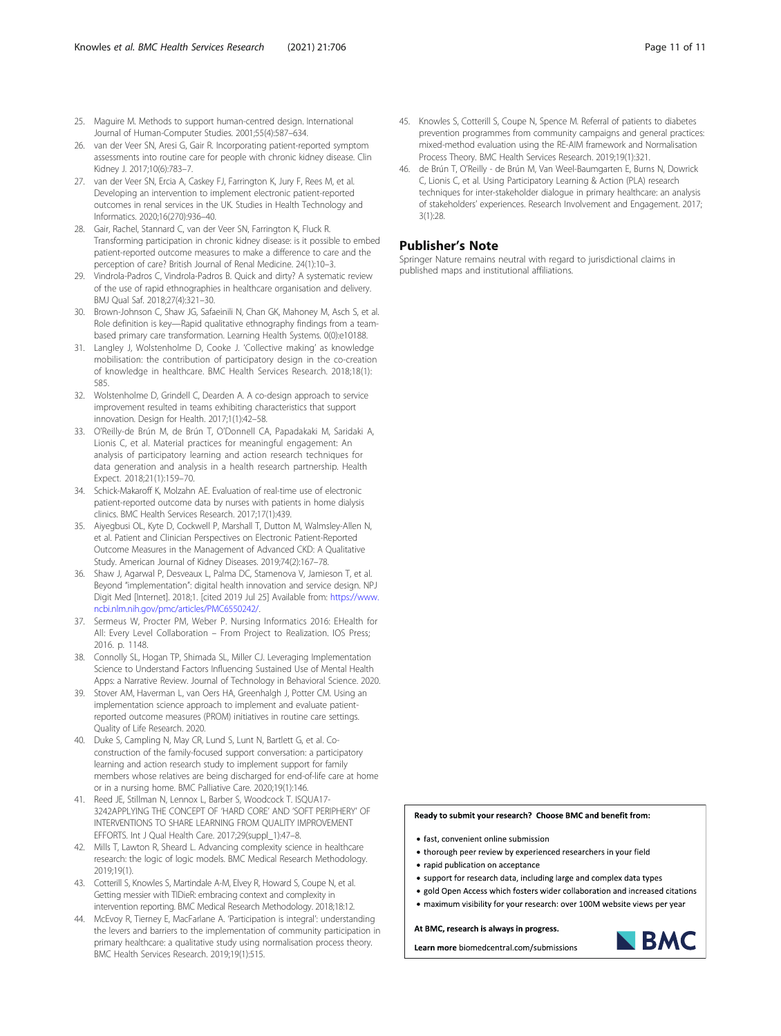25. Maguire M. Methods to support human-centred design. International Journal of Human-Computer Studies. 2001;55(4):587–634.
26. van der Veer SN, Aresi G, Gair R. Incorporating patient-reported symptom assessments into routine care for people with chronic kidney disease. Clin Kidney J. 2017;10(6):783–7.
27. van der Veer SN, Ercia A, Caskey FJ, Farrington K, Jury F, Rees M, et al. Developing an intervention to implement electronic patient-reported outcomes in renal services in the UK. Studies in Health Technology and Informatics. 2020;16(270):936–40.
28. Gair, Rachel, Stannard C, van der Veer SN, Farrington K, Fluck R. Transforming participation in chronic kidney disease: is it possible to embed patient-reported outcome measures to make a difference to care and the perception of care? British Journal of Renal Medicine. 24(1):10–3.
29. Vindrola-Padros C, Vindrola-Padros B. Quick and dirty? A systematic review of the use of rapid ethnographies in healthcare organisation and delivery. BMJ Qual Saf. 2018;27(4):321–30.
30. Brown-Johnson C, Shaw JG, Safaeinili N, Chan GK, Mahoney M, Asch S, et al. Role definition is key—Rapid qualitative ethnography findings from a team-based primary care transformation. Learning Health Systems. 0(0):e10188.
31. Langley J, Wolstenholme D, Cooke J. 'Collective making' as knowledge mobilisation: the contribution of participatory design in the co-creation of knowledge in healthcare. BMC Health Services Research. 2018;18(1):585.
32. Wolstenholme D, Grindell C, Dearden A. A co-design approach to service improvement resulted in teams exhibiting characteristics that support innovation. Design for Health. 2017;1(1):42–58.
33. O'Reilly-de Brún M, de Brún T, O'Donnell CA, Papadakaki M, Saridaki A, Lionis C, et al. Material practices for meaningful engagement: An analysis of participatory learning and action research techniques for data generation and analysis in a health research partnership. Health Expect. 2018;21(1):159–70.
34. Schick-Makaroff K, Molzahn AE. Evaluation of real-time use of electronic patient-reported outcome data by nurses with patients in home dialysis clinics. BMC Health Services Research. 2017;17(1):439.
35. Aiyegbusi OL, Kyte D, Cockwell P, Marshall T, Dutton M, Walmsley-Allen N, et al. Patient and Clinician Perspectives on Electronic Patient-Reported Outcome Measures in the Management of Advanced CKD: A Qualitative Study. American Journal of Kidney Diseases. 2019;74(2):167–78.
36. Shaw J, Agarwal P, Desveaux L, Palma DC, Stamenova V, Jamieson T, et al. Beyond "implementation": digital health innovation and service design. NPJ Digit Med [Internet]. 2018;1. [cited 2019 Jul 25] Available from: https://www.ncbi.nlm.nih.gov/pmc/articles/PMC6550242/.
37. Sermeus W, Procter PM, Weber P. Nursing Informatics 2016: EHealth for All: Every Level Collaboration – From Project to Realization. IOS Press; 2016. p. 1148.
38. Connolly SL, Hogan TP, Shimada SL, Miller CJ. Leveraging Implementation Science to Understand Factors Influencing Sustained Use of Mental Health Apps: a Narrative Review. Journal of Technology in Behavioral Science. 2020.
39. Stover AM, Haverman L, van Oers HA, Greenhalgh J, Potter CM. Using an implementation science approach to implement and evaluate patient-reported outcome measures (PROM) initiatives in routine care settings. Quality of Life Research. 2020.
40. Duke S, Campling N, May CR, Lund S, Lunt N, Bartlett G, et al. Co-construction of the family-focused support conversation: a participatory learning and action research study to implement support for family members whose relatives are being discharged for end-of-life care at home or in a nursing home. BMC Palliative Care. 2020;19(1):146.
41. Reed JE, Stillman N, Lennox L, Barber S, Woodcock T. ISQUA17-3242APPLYING THE CONCEPT OF 'HARD CORE' AND 'SOFT PERIPHERY' OF INTERVENTIONS TO SHARE LEARNING FROM QUALITY IMPROVEMENT EFFORTS. Int J Qual Health Care. 2017;29(suppl_1):47–8.
42. Mills T, Lawton R, Sheard L. Advancing complexity science in healthcare research: the logic of logic models. BMC Medical Research Methodology. 2019;19(1).
43. Cotterill S, Knowles S, Martindale A-M, Elvey R, Howard S, Coupe N, et al. Getting messier with TIDieR: embracing context and complexity in intervention reporting. BMC Medical Research Methodology. 2018;18:12.
44. McEvoy R, Tierney E, MacFarlane A. 'Participation is integral': understanding the levers and barriers to the implementation of community participation in primary healthcare: a qualitative study using normalisation process theory. BMC Health Services Research. 2019;19(1):515.
45. Knowles S, Cotterill S, Coupe N, Spence M. Referral of patients to diabetes prevention programmes from community campaigns and general practices: mixed-method evaluation using the RE-AIM framework and Normalisation Process Theory. BMC Health Services Research. 2019;19(1):321.
46. de Brún T, O'Reilly - de Brún M, Van Weel-Baumgarten E, Burns N, Dowrick C, Lionis C, et al. Using Participatory Learning & Action (PLA) research techniques for inter-stakeholder dialogue in primary healthcare: an analysis of stakeholders' experiences. Research Involvement and Engagement. 2017;3(1):28.

## Publisher's Note

Springer Nature remains neutral with regard to jurisdictional claims in published maps and institutional affiliations.

**Ready to submit your research? Choose BMC and benefit from:**

- fast, convenient online submission
- thorough peer review by experienced researchers in your field
- rapid publication on acceptance
- support for research data, including large and complex data types
- gold Open Access which fosters wider collaboration and increased citations
- maximum visibility for your research: over 100M website views per year

**At BMC, research is always in progress.**

**Learn more** biomedcentral.com/submissions

BMC